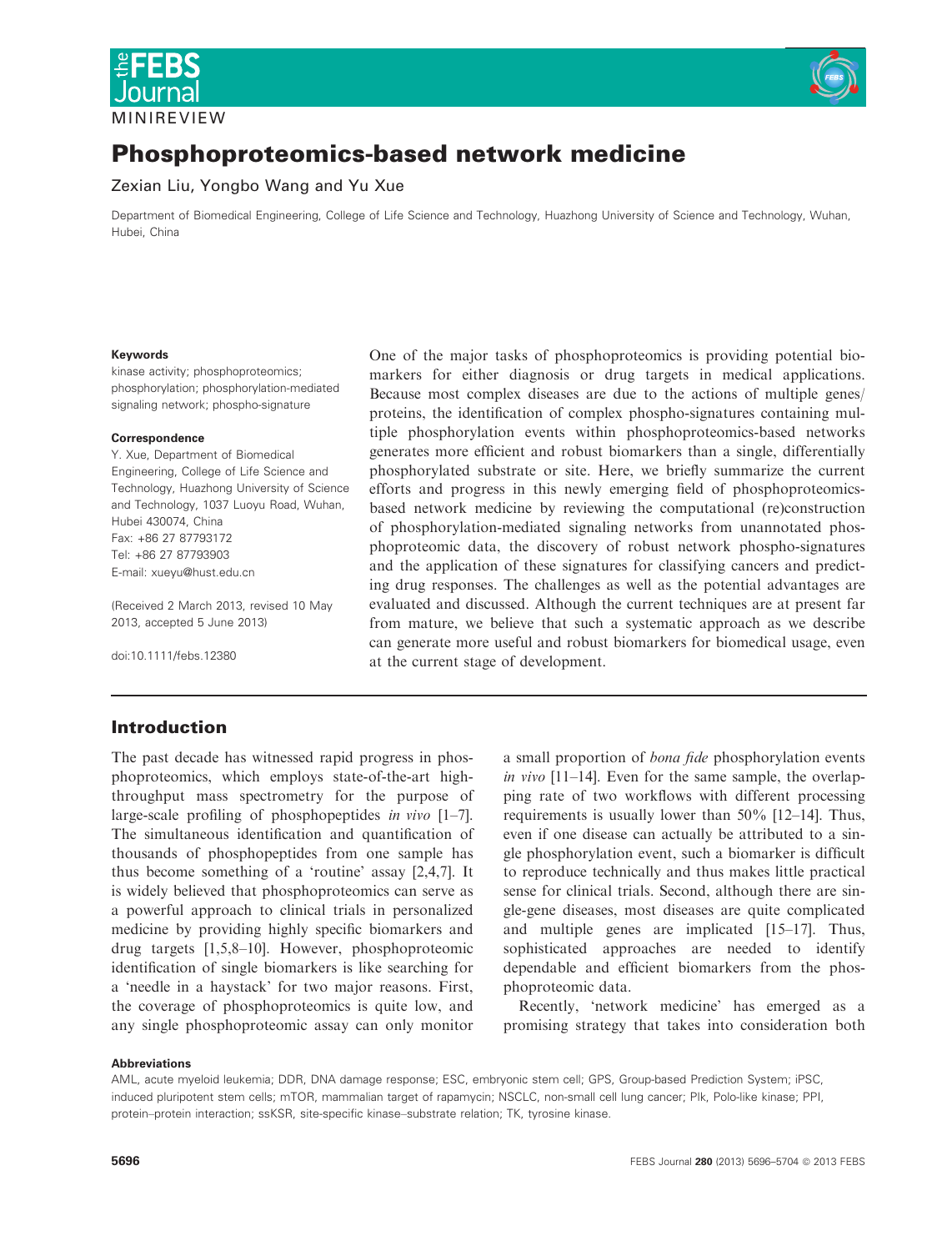MINIREVIEW

# Phosphoproteomics-based network medicine

Zexian Liu, Yongbo Wang and Yu Xue

Department of Biomedical Engineering, College of Life Science and Technology, Huazhong University of Science and Technology, Wuhan, Hubei, China

**Keywords**

kinase activity; phosphoproteomics; phosphorylation; phosphorylation-mediated signaling network; phospho-signature

**Correspondence**

Y. Xue, Department of Biomedical Engineering, College of Life Science and Technology, Huazhong University of Science and Technology, 1037 Luoyu Road, Wuhan, Hubei 430074, China
Fax: +86 27 87793172
Tel: +86 27 87793903
E-mail: xueyu@hust.edu.cn

(Received 2 March 2013, revised 10 May 2013, accepted 5 June 2013)

doi:10.1111/febs.12380

One of the major tasks of phosphoproteomics is providing potential biomarkers for either diagnosis or drug targets in medical applications. Because most complex diseases are due to the actions of multiple genes/proteins, the identification of complex phospho-signatures containing multiple phosphorylation events within phosphoproteomics-based networks generates more efficient and robust biomarkers than a single, differentially phosphorylated substrate or site. Here, we briefly summarize the current efforts and progress in this newly emerging field of phosphoproteomics-based network medicine by reviewing the computational (re)construction of phosphorylation-mediated signaling networks from unannotated phosphoproteomic data, the discovery of robust network phospho-signatures and the application of these signatures for classifying cancers and predicting drug responses. The challenges as well as the potential advantages are evaluated and discussed. Although the current techniques are at present far from mature, we believe that such a systematic approach as we describe can generate more useful and robust biomarkers for biomedical usage, even at the current stage of development.

## Introduction

The past decade has witnessed rapid progress in phosphoproteomics, which employs state-of-the-art high-throughput mass spectrometry for the purpose of large-scale profiling of phosphopeptides *in vivo* [1–7]. The simultaneous identification and quantification of thousands of phosphopeptides from one sample has thus become something of a 'routine' assay [2,4,7]. It is widely believed that phosphoproteomics can serve as a powerful approach to clinical trials in personalized medicine by providing highly specific biomarkers and drug targets [1,5,8–10]. However, phosphoproteomic identification of single biomarkers is like searching for a 'needle in a haystack' for two major reasons. First, the coverage of phosphoproteomics is quite low, and any single phosphoproteomic assay can only monitor a small proportion of *bona fide* phosphorylation events *in vivo* [11–14]. Even for the same sample, the overlapping rate of two workflows with different processing requirements is usually lower than 50% [12–14]. Thus, even if one disease can actually be attributed to a single phosphorylation event, such a biomarker is difficult to reproduce technically and thus makes little practical sense for clinical trials. Second, although there are single-gene diseases, most diseases are quite complicated and multiple genes are implicated [15–17]. Thus, sophisticated approaches are needed to identify dependable and efficient biomarkers from the phosphoproteomic data.

Recently, 'network medicine' has emerged as a promising strategy that takes into consideration both

**Abbreviations**

AML, acute myeloid leukemia; DDR, DNA damage response; ESC, embryonic stem cell; GPS, Group-based Prediction System; iPSC, induced pluripotent stem cells; mTOR, mammalian target of rapamycin; NSCLC, non-small cell lung cancer; Plk, Polo-like kinase; PPI, protein–protein interaction; ssKSR, site-specific kinase–substrate relation; TK, tyrosine kinase.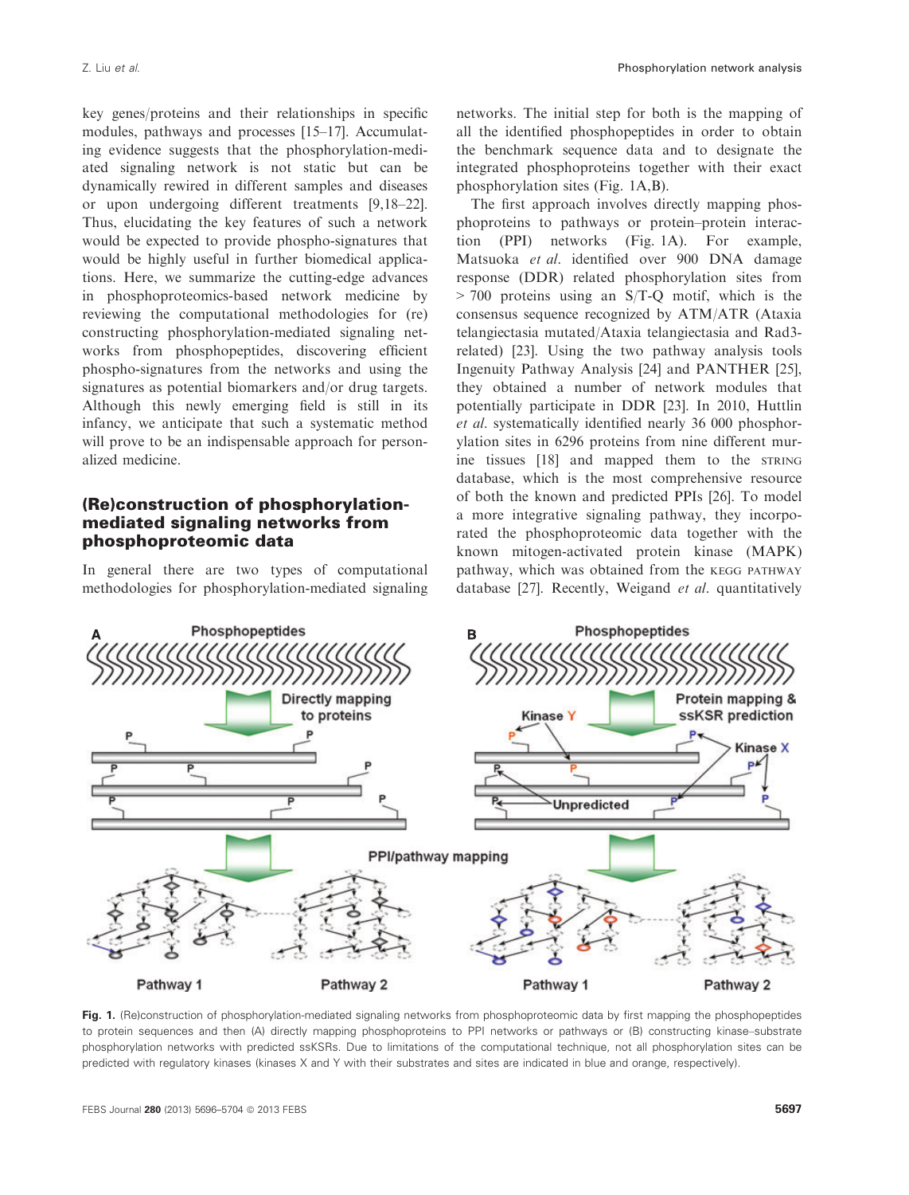key genes/proteins and their relationships in specific modules, pathways and processes [15–17]. Accumulating evidence suggests that the phosphorylation-mediated signaling network is not static but can be dynamically rewired in different samples and diseases or upon undergoing different treatments [9,18–22]. Thus, elucidating the key features of such a network would be expected to provide phospho-signatures that would be highly useful in further biomedical applications. Here, we summarize the cutting-edge advances in phosphoproteomics-based network medicine by reviewing the computational methodologies for (re)constructing phosphorylation-mediated signaling networks from phosphopeptides, discovering efficient phospho-signatures from the networks and using the signatures as potential biomarkers and/or drug targets. Although this newly emerging field is still in its infancy, we anticipate that such a systematic method will prove to be an indispensable approach for personalized medicine.

## (Re)construction of phosphorylation-mediated signaling networks from phosphoproteomic data

In general there are two types of computational methodologies for phosphorylation-mediated signaling networks. The initial step for both is the mapping of all the identified phosphopeptides in order to obtain the benchmark sequence data and to designate the integrated phosphoproteins together with their exact phosphorylation sites (Fig. 1A,B).

The first approach involves directly mapping phosphoproteins to pathways or protein–protein interaction (PPI) networks (Fig. 1A). For example, Matsuoka *et al.* identified over 900 DNA damage response (DDR) related phosphorylation sites from > 700 proteins using an S/T-Q motif, which is the consensus sequence recognized by ATM/ATR (Ataxia telangiectasia mutated/Ataxia telangiectasia and Rad3-related) [23]. Using the two pathway analysis tools Ingenuity Pathway Analysis [24] and PANTHER [25], they obtained a number of network modules that potentially participate in DDR [23]. In 2010, Huttlin *et al.* systematically identified nearly 36 000 phosphorylation sites in 6296 proteins from nine different murine tissues [18] and mapped them to the STRING database, which is the most comprehensive resource of both the known and predicted PPIs [26]. To model a more integrative signaling pathway, they incorporated the phosphoproteomic data together with the known mitogen-activated protein kinase (MAPK) pathway, which was obtained from the KEGG PATHWAY database [27]. Recently, Weigand *et al.* quantitatively

**Fig. 1.** (Re)construction of phosphorylation-mediated signaling networks from phosphoproteomic data by first mapping the phosphopeptides to protein sequences and then (A) directly mapping phosphoproteins to PPI networks or pathways or (B) constructing kinase–substrate phosphorylation networks with predicted ssKSRs. Due to limitations of the computational technique, not all phosphorylation sites can be predicted with regulatory kinases (kinases X and Y with their substrates and sites are indicated in blue and orange, respectively).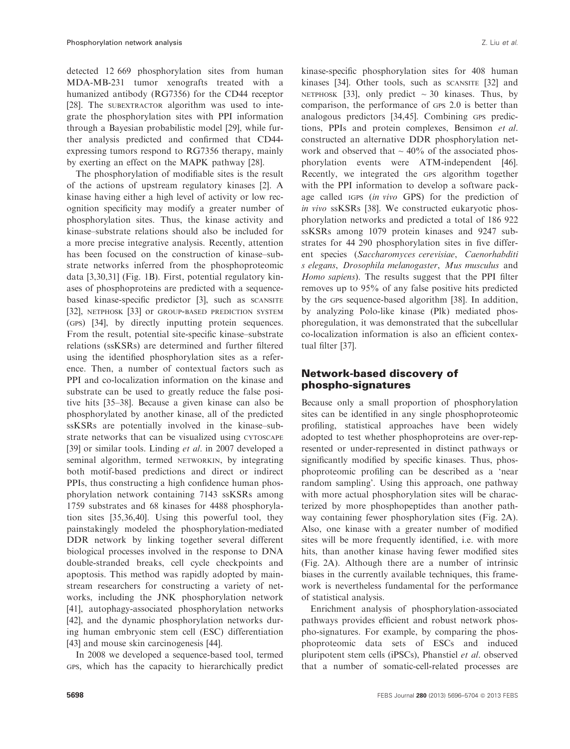detected 12 669 phosphorylation sites from human MDA-MB-231 tumor xenografts treated with a humanized antibody (RG7356) for the CD44 receptor [28]. The SUBEXTRACTOR algorithm was used to integrate the phosphorylation sites with PPI information through a Bayesian probabilistic model [29], while further analysis predicted and confirmed that CD44-expressing tumors respond to RG7356 therapy, mainly by exerting an effect on the MAPK pathway [28].

The phosphorylation of modifiable sites is the result of the actions of upstream regulatory kinases [2]. A kinase having either a high level of activity or low recognition specificity may modify a greater number of phosphorylation sites. Thus, the kinase activity and kinase–substrate relations should also be included for a more precise integrative analysis. Recently, attention has been focused on the construction of kinase–substrate networks inferred from the phosphoproteomic data [3,30,31] (Fig. 1B). First, potential regulatory kinases of phosphoproteins are predicted with a sequence-based kinase-specific predictor [3], such as SCANSITE [32], NETPHOSK [33] or GROUP-BASED PREDICTION SYSTEM (GPS) [34], by directly inputting protein sequences. From the result, potential site-specific kinase–substrate relations (ssKSRs) are determined and further filtered using the identified phosphorylation sites as a reference. Then, a number of contextual factors such as PPI and co-localization information on the kinase and substrate can be used to greatly reduce the false positive hits [35–38]. Because a given kinase can also be phosphorylated by another kinase, all of the predicted ssKSRs are potentially involved in the kinase–substrate networks that can be visualized using CYTOSCAPE [39] or similar tools. Linding *et al*. in 2007 developed a seminal algorithm, termed NETWORKIN, by integrating both motif-based predictions and direct or indirect PPIs, thus constructing a high confidence human phosphorylation network containing 7143 ssKSRs among 1759 substrates and 68 kinases for 4488 phosphorylation sites [35,36,40]. Using this powerful tool, they painstakingly modeled the phosphorylation-mediated DDR network by linking together several different biological processes involved in the response to DNA double-stranded breaks, cell cycle checkpoints and apoptosis. This method was rapidly adopted by mainstream researchers for constructing a variety of networks, including the JNK phosphorylation network [41], autophagy-associated phosphorylation networks [42], and the dynamic phosphorylation networks during human embryonic stem cell (ESC) differentiation [43] and mouse skin carcinogenesis [44].

In 2008 we developed a sequence-based tool, termed GPS, which has the capacity to hierarchically predict kinase-specific phosphorylation sites for 408 human kinases [34]. Other tools, such as SCANSITE [32] and NETPHOSK [33], only predict ~ 30 kinases. Thus, by comparison, the performance of GPS 2.0 is better than analogous predictors [34,45]. Combining GPS predictions, PPIs and protein complexes, Bensimon *et al*. constructed an alternative DDR phosphorylation network and observed that ~ 40% of the associated phosphorylation events were ATM-independent [46]. Recently, we integrated the GPS algorithm together with the PPI information to develop a software package called IGPS (*in vivo* GPS) for the prediction of *in vivo* ssKSRs [38]. We constructed eukaryotic phosphorylation networks and predicted a total of 186 922 ssKSRs among 1079 protein kinases and 9247 substrates for 44 290 phosphorylation sites in five different species (*Saccharomyces cerevisiae*, *Caenorhabditis elegans*, *Drosophila melanogaster*, *Mus musculus* and *Homo sapiens*). The results suggest that the PPI filter removes up to 95% of any false positive hits predicted by the GPS sequence-based algorithm [38]. In addition, by analyzing Polo-like kinase (Plk) mediated phosphoregulation, it was demonstrated that the subcellular co-localization information is also an efficient contextual filter [37].

## Network-based discovery of phospho-signatures

Because only a small proportion of phosphorylation sites can be identified in any single phosphoproteomic profiling, statistical approaches have been widely adopted to test whether phosphoproteins are over-represented or under-represented in distinct pathways or significantly modified by specific kinases. Thus, phosphoproteomic profiling can be described as a 'near random sampling'. Using this approach, one pathway with more actual phosphorylation sites will be characterized by more phosphopeptides than another pathway containing fewer phosphorylation sites (Fig. 2A). Also, one kinase with a greater number of modified sites will be more frequently identified, i.e. with more hits, than another kinase having fewer modified sites (Fig. 2A). Although there are a number of intrinsic biases in the currently available techniques, this framework is nevertheless fundamental for the performance of statistical analysis.

Enrichment analysis of phosphorylation-associated pathways provides efficient and robust network phospho-signatures. For example, by comparing the phosphoproteomic data sets of ESCs and induced pluripotent stem cells (iPSCs), Phanstiel *et al*. observed that a number of somatic-cell-related processes are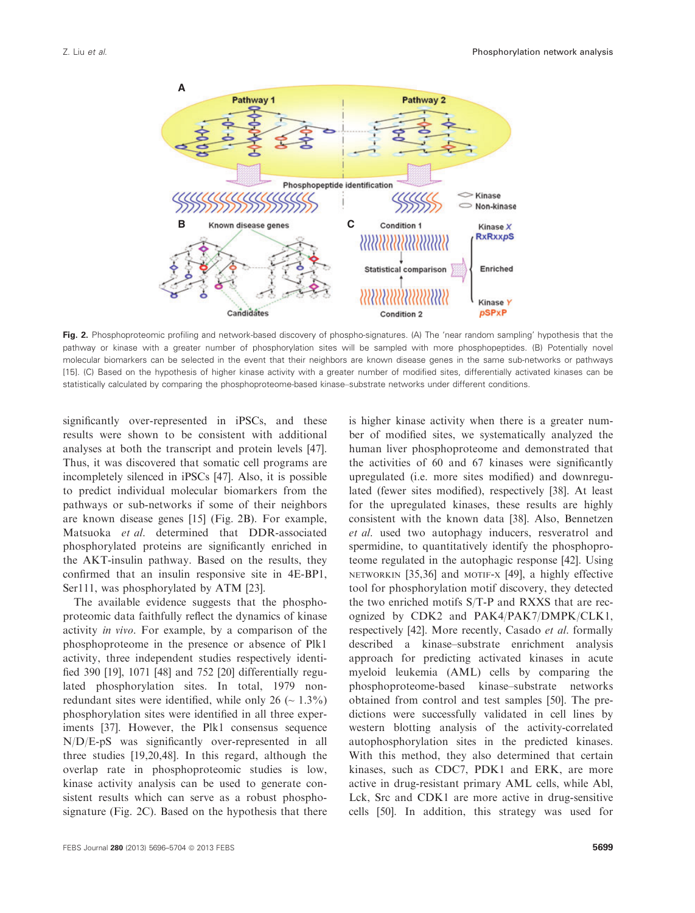Fig. 2. Phosphoproteomic profiling and network-based discovery of phospho-signatures. (A) The 'near random sampling' hypothesis that the pathway or kinase with a greater number of phosphorylation sites will be sampled with more phosphopeptides. (B) Potentially novel molecular biomarkers can be selected in the event that their neighbors are known disease genes in the same sub-networks or pathways [15]. (C) Based on the hypothesis of higher kinase activity with a greater number of modified sites, differentially activated kinases can be statistically calculated by comparing the phosphoproteome-based kinase–substrate networks under different conditions.

significantly over-represented in iPSCs, and these results were shown to be consistent with additional analyses at both the transcript and protein levels [47]. Thus, it was discovered that somatic cell programs are incompletely silenced in iPSCs [47]. Also, it is possible to predict individual molecular biomarkers from the pathways or sub-networks if some of their neighbors are known disease genes [15] (Fig. 2B). For example, Matsuoka *et al.* determined that DDR-associated phosphorylated proteins are significantly enriched in the AKT-insulin pathway. Based on the results, they confirmed that an insulin responsive site in 4E-BP1, Ser111, was phosphorylated by ATM [23].

The available evidence suggests that the phosphoproteomic data faithfully reflect the dynamics of kinase activity *in vivo*. For example, by a comparison of the phosphoproteome in the presence or absence of Plk1 activity, three independent studies respectively identified 390 [19], 1071 [48] and 752 [20] differentially regulated phosphorylation sites. In total, 1979 non-redundant sites were identified, while only 26 (~ 1.3%) phosphorylation sites were identified in all three experiments [37]. However, the Plk1 consensus sequence N/D/E-pS was significantly over-represented in all three studies [19,20,48]. In this regard, although the overlap rate in phosphoproteomic studies is low, kinase activity analysis can be used to generate consistent results which can serve as a robust phospho-signature (Fig. 2C). Based on the hypothesis that there is higher kinase activity when there is a greater number of modified sites, we systematically analyzed the human liver phosphoproteome and demonstrated that the activities of 60 and 67 kinases were significantly upregulated (i.e. more sites modified) and downregulated (fewer sites modified), respectively [38]. At least for the upregulated kinases, these results are highly consistent with the known data [38]. Also, Bennetzen *et al.* used two autophagy inducers, resveratrol and spermidine, to quantitatively identify the phosphoproteome regulated in the autophagic response [42]. Using NETWORKIN [35,36] and MOTIF-X [49], a highly effective tool for phosphorylation motif discovery, they detected the two enriched motifs S/T-P and RXXS that are recognized by CDK2 and PAK4/PAK7/DMPK/CLK1, respectively [42]. More recently, Casado *et al.* formally described a kinase–substrate enrichment analysis approach for predicting activated kinases in acute myeloid leukemia (AML) cells by comparing the phosphoproteome-based kinase–substrate networks obtained from control and test samples [50]. The predictions were successfully validated in cell lines by western blotting analysis of the activity-correlated autophosphorylation sites in the predicted kinases. With this method, they also determined that certain kinases, such as CDC7, PDK1 and ERK, are more active in drug-resistant primary AML cells, while Abl, Lck, Src and CDK1 are more active in drug-sensitive cells [50]. In addition, this strategy was used for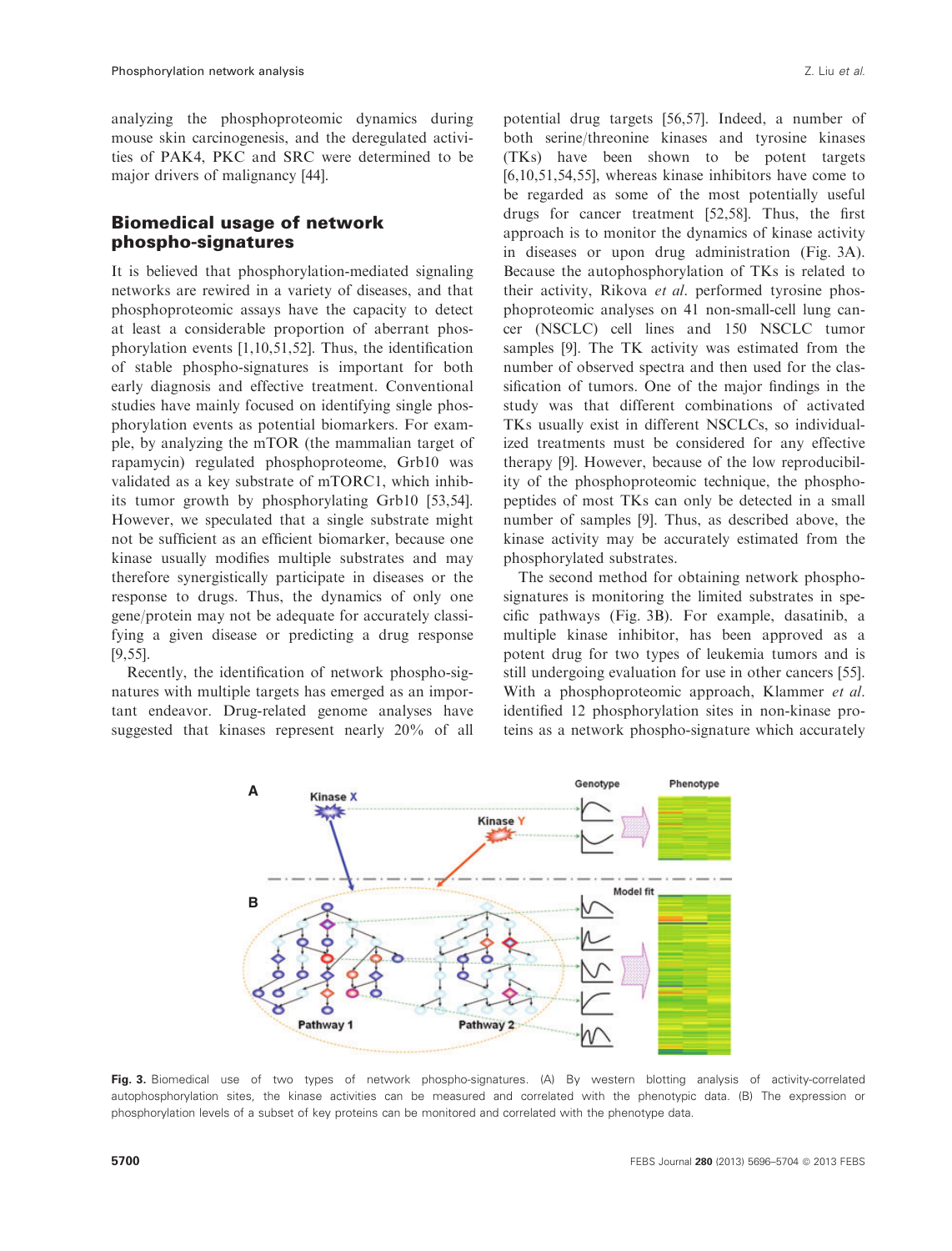analyzing the phosphoproteomic dynamics during mouse skin carcinogenesis, and the deregulated activities of PAK4, PKC and SRC were determined to be major drivers of malignancy [44].

## Biomedical usage of network phospho-signatures

It is believed that phosphorylation-mediated signaling networks are rewired in a variety of diseases, and that phosphoproteomic assays have the capacity to detect at least a considerable proportion of aberrant phosphorylation events [1,10,51,52]. Thus, the identification of stable phospho-signatures is important for both early diagnosis and effective treatment. Conventional studies have mainly focused on identifying single phosphorylation events as potential biomarkers. For example, by analyzing the mTOR (the mammalian target of rapamycin) regulated phosphoproteome, Grb10 was validated as a key substrate of mTORC1, which inhibits tumor growth by phosphorylating Grb10 [53,54]. However, we speculated that a single substrate might not be sufficient as an efficient biomarker, because one kinase usually modifies multiple substrates and may therefore synergistically participate in diseases or the response to drugs. Thus, the dynamics of only one gene/protein may not be adequate for accurately classifying a given disease or predicting a drug response [9,55].

Recently, the identification of network phospho-signatures with multiple targets has emerged as an important endeavor. Drug-related genome analyses have suggested that kinases represent nearly 20% of all potential drug targets [56,57]. Indeed, a number of both serine/threonine kinases and tyrosine kinases (TKs) have been shown to be potent targets [6,10,51,54,55], whereas kinase inhibitors have come to be regarded as some of the most potentially useful drugs for cancer treatment [52,58]. Thus, the first approach is to monitor the dynamics of kinase activity in diseases or upon drug administration (Fig. 3A). Because the autophosphorylation of TKs is related to their activity, Rikova *et al.* performed tyrosine phosphoproteomic analyses on 41 non-small-cell lung cancer (NSCLC) cell lines and 150 NSCLC tumor samples [9]. The TK activity was estimated from the number of observed spectra and then used for the classification of tumors. One of the major findings in the study was that different combinations of activated TKs usually exist in different NSCLCs, so individualized treatments must be considered for any effective therapy [9]. However, because of the low reproducibility of the phosphoproteomic technique, the phosphopeptides of most TKs can only be detected in a small number of samples [9]. Thus, as described above, the kinase activity may be accurately estimated from the phosphorylated substrates.

The second method for obtaining network phospho-signatures is monitoring the limited substrates in specific pathways (Fig. 3B). For example, dasatinib, a multiple kinase inhibitor, has been approved as a potent drug for two types of leukemia tumors and is still undergoing evaluation for use in other cancers [55]. With a phosphoproteomic approach, Klammer *et al.* identified 12 phosphorylation sites in non-kinase proteins as a network phospho-signature which accurately

**Fig. 3.** Biomedical use of two types of network phospho-signatures. (A) By western blotting analysis of activity-correlated autophosphorylation sites, the kinase activities can be measured and correlated with the phenotypic data. (B) The expression or phosphorylation levels of a subset of key proteins can be monitored and correlated with the phenotype data.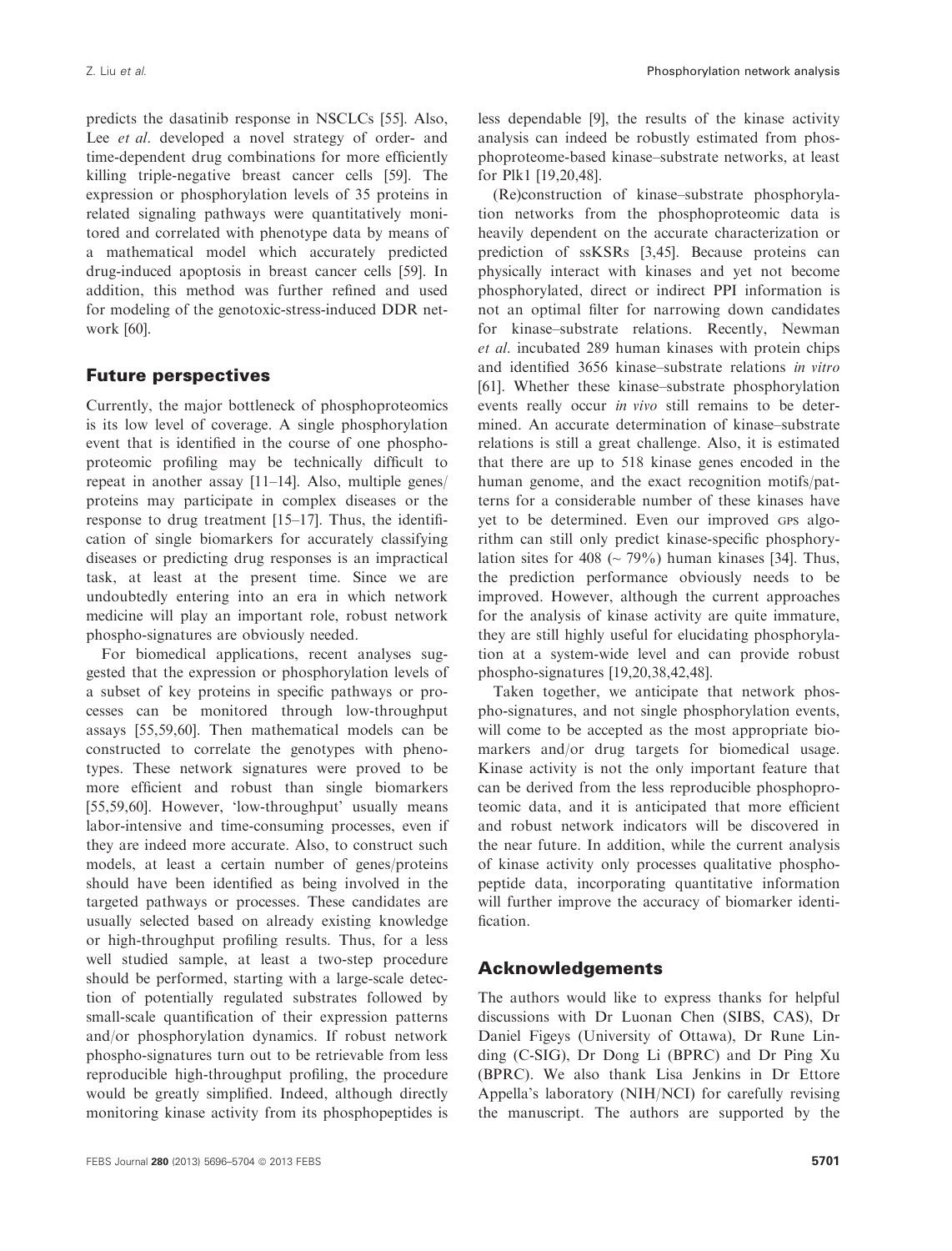predicts the dasatinib response in NSCLCs [55]. Also, Lee *et al*. developed a novel strategy of order- and time-dependent drug combinations for more efficiently killing triple-negative breast cancer cells [59]. The expression or phosphorylation levels of 35 proteins in related signaling pathways were quantitatively monitored and correlated with phenotype data by means of a mathematical model which accurately predicted drug-induced apoptosis in breast cancer cells [59]. In addition, this method was further refined and used for modeling of the genotoxic-stress-induced DDR network [60].

## Future perspectives

Currently, the major bottleneck of phosphoproteomics is its low level of coverage. A single phosphorylation event that is identified in the course of one phosphoproteomic profiling may be technically difficult to repeat in another assay [11–14]. Also, multiple genes/proteins may participate in complex diseases or the response to drug treatment [15–17]. Thus, the identification of single biomarkers for accurately classifying diseases or predicting drug responses is an impractical task, at least at the present time. Since we are undoubtedly entering into an era in which network medicine will play an important role, robust network phospho-signatures are obviously needed.

For biomedical applications, recent analyses suggested that the expression or phosphorylation levels of a subset of key proteins in specific pathways or processes can be monitored through low-throughput assays [55,59,60]. Then mathematical models can be constructed to correlate the genotypes with phenotypes. These network signatures were proved to be more efficient and robust than single biomarkers [55,59,60]. However, 'low-throughput' usually means labor-intensive and time-consuming processes, even if they are indeed more accurate. Also, to construct such models, at least a certain number of genes/proteins should have been identified as being involved in the targeted pathways or processes. These candidates are usually selected based on already existing knowledge or high-throughput profiling results. Thus, for a less well studied sample, at least a two-step procedure should be performed, starting with a large-scale detection of potentially regulated substrates followed by small-scale quantification of their expression patterns and/or phosphorylation dynamics. If robust network phospho-signatures turn out to be retrievable from less reproducible high-throughput profiling, the procedure would be greatly simplified. Indeed, although directly monitoring kinase activity from its phosphopeptides is less dependable [9], the results of the kinase activity analysis can indeed be robustly estimated from phosphoproteome-based kinase–substrate networks, at least for Plk1 [19,20,48].

(Re)construction of kinase–substrate phosphorylation networks from the phosphoproteomic data is heavily dependent on the accurate characterization or prediction of ssKSRs [3,45]. Because proteins can physically interact with kinases and yet not become phosphorylated, direct or indirect PPI information is not an optimal filter for narrowing down candidates for kinase–substrate relations. Recently, Newman *et al*. incubated 289 human kinases with protein chips and identified 3656 kinase–substrate relations *in vitro* [61]. Whether these kinase–substrate phosphorylation events really occur *in vivo* still remains to be determined. An accurate determination of kinase–substrate relations is still a great challenge. Also, it is estimated that there are up to 518 kinase genes encoded in the human genome, and the exact recognition motifs/patterns for a considerable number of these kinases have yet to be determined. Even our improved GPS algorithm can still only predict kinase-specific phosphorylation sites for 408 (~ 79%) human kinases [34]. Thus, the prediction performance obviously needs to be improved. However, although the current approaches for the analysis of kinase activity are quite immature, they are still highly useful for elucidating phosphorylation at a system-wide level and can provide robust phospho-signatures [19,20,38,42,48].

Taken together, we anticipate that network phospho-signatures, and not single phosphorylation events, will come to be accepted as the most appropriate biomarkers and/or drug targets for biomedical usage. Kinase activity is not the only important feature that can be derived from the less reproducible phosphoproteomic data, and it is anticipated that more efficient and robust network indicators will be discovered in the near future. In addition, while the current analysis of kinase activity only processes qualitative phosphopeptide data, incorporating quantitative information will further improve the accuracy of biomarker identification.

## Acknowledgements

The authors would like to express thanks for helpful discussions with Dr Luonan Chen (SIBS, CAS), Dr Daniel Figeys (University of Ottawa), Dr Rune Linding (C-SIG), Dr Dong Li (BPRC) and Dr Ping Xu (BPRC). We also thank Lisa Jenkins in Dr Ettore Appella's laboratory (NIH/NCI) for carefully revising the manuscript. The authors are supported by the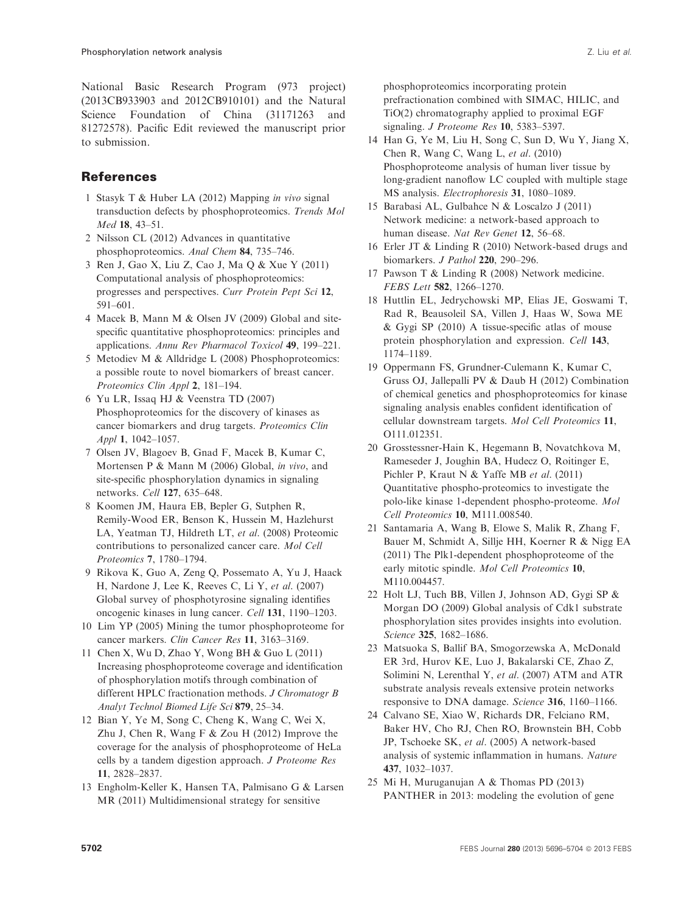National Basic Research Program (973 project) (2013CB933903 and 2012CB910101) and the Natural Science Foundation of China (31171263 and 81272578). Pacific Edit reviewed the manuscript prior to submission.

## References

1 Stasyk T & Huber LA (2012) Mapping *in vivo* signal transduction defects by phosphoproteomics. *Trends Mol Med* **18**, 43–51.

2 Nilsson CL (2012) Advances in quantitative phosphoproteomics. *Anal Chem* **84**, 735–746.

3 Ren J, Gao X, Liu Z, Cao J, Ma Q & Xue Y (2011) Computational analysis of phosphoproteomics: progresses and perspectives. *Curr Protein Pept Sci* **12**, 591–601.

4 Macek B, Mann M & Olsen JV (2009) Global and site-specific quantitative phosphoproteomics: principles and applications. *Annu Rev Pharmacol Toxicol* **49**, 199–221.

5 Metodiev M & Alldridge L (2008) Phosphoproteomics: a possible route to novel biomarkers of breast cancer. *Proteomics Clin Appl* **2**, 181–194.

6 Yu LR, Issaq HJ & Veenstra TD (2007) Phosphoproteomics for the discovery of kinases as cancer biomarkers and drug targets. *Proteomics Clin Appl* **1**, 1042–1057.

7 Olsen JV, Blagoev B, Gnad F, Macek B, Kumar C, Mortensen P & Mann M (2006) Global, *in vivo*, and site-specific phosphorylation dynamics in signaling networks. *Cell* **127**, 635–648.

8 Koomen JM, Haura EB, Bepler G, Sutphen R, Remily-Wood ER, Benson K, Hussein M, Hazlehurst LA, Yeatman TJ, Hildreth LT, *et al*. (2008) Proteomic contributions to personalized cancer care. *Mol Cell Proteomics* **7**, 1780–1794.

9 Rikova K, Guo A, Zeng Q, Possemato A, Yu J, Haack H, Nardone J, Lee K, Reeves C, Li Y, *et al*. (2007) Global survey of phosphotyrosine signaling identifies oncogenic kinases in lung cancer. *Cell* **131**, 1190–1203.

10 Lim YP (2005) Mining the tumor phosphoproteome for cancer markers. *Clin Cancer Res* **11**, 3163–3169.

11 Chen X, Wu D, Zhao Y, Wong BH & Guo L (2011) Increasing phosphoproteome coverage and identification of phosphorylation motifs through combination of different HPLC fractionation methods. *J Chromatogr B Analyt Technol Biomed Life Sci* **879**, 25–34.

12 Bian Y, Ye M, Song C, Cheng K, Wang C, Wei X, Zhu J, Chen R, Wang F & Zou H (2012) Improve the coverage for the analysis of phosphoproteome of HeLa cells by a tandem digestion approach. *J Proteome Res* **11**, 2828–2837.

13 Engholm-Keller K, Hansen TA, Palmisano G & Larsen MR (2011) Multidimensional strategy for sensitive phosphoproteomics incorporating protein prefractionation combined with SIMAC, HILIC, and TiO(2) chromatography applied to proximal EGF signaling. *J Proteome Res* **10**, 5383–5397.

14 Han G, Ye M, Liu H, Song C, Sun D, Wu Y, Jiang X, Chen R, Wang C, Wang L, *et al*. (2010) Phosphoproteome analysis of human liver tissue by long-gradient nanoflow LC coupled with multiple stage MS analysis. *Electrophoresis* **31**, 1080–1089.

15 Barabasi AL, Gulbahce N & Loscalzo J (2011) Network medicine: a network-based approach to human disease. *Nat Rev Genet* **12**, 56–68.

16 Erler JT & Linding R (2010) Network-based drugs and biomarkers. *J Pathol* **220**, 290–296.

17 Pawson T & Linding R (2008) Network medicine. *FEBS Lett* **582**, 1266–1270.

18 Huttlin EL, Jedrychowski MP, Elias JE, Goswami T, Rad R, Beausoleil SA, Villen J, Haas W, Sowa ME & Gygi SP (2010) A tissue-specific atlas of mouse protein phosphorylation and expression. *Cell* **143**, 1174–1189.

19 Oppermann FS, Grundner-Culemann K, Kumar C, Gruss OJ, Jallepalli PV & Daub H (2012) Combination of chemical genetics and phosphoproteomics for kinase signaling analysis enables confident identification of cellular downstream targets. *Mol Cell Proteomics* **11**, O111.012351.

20 Grosstessner-Hain K, Hegemann B, Novatchkova M, Rameseder J, Joughin BA, Hudecz O, Roitinger E, Pichler P, Kraut N & Yaffe MB *et al*. (2011) Quantitative phospho-proteomics to investigate the polo-like kinase 1-dependent phospho-proteome. *Mol Cell Proteomics* **10**, M111.008540.

21 Santamaria A, Wang B, Elowe S, Malik R, Zhang F, Bauer M, Schmidt A, Sillje HH, Koerner R & Nigg EA (2011) The Plk1-dependent phosphoproteome of the early mitotic spindle. *Mol Cell Proteomics* **10**, M110.004457.

22 Holt LJ, Tuch BB, Villen J, Johnson AD, Gygi SP & Morgan DO (2009) Global analysis of Cdk1 substrate phosphorylation sites provides insights into evolution. *Science* **325**, 1682–1686.

23 Matsuoka S, Ballif BA, Smogorzewska A, McDonald ER 3rd, Hurov KE, Luo J, Bakalarski CE, Zhao Z, Solimini N, Lerenthal Y, *et al*. (2007) ATM and ATR substrate analysis reveals extensive protein networks responsive to DNA damage. *Science* **316**, 1160–1166.

24 Calvano SE, Xiao W, Richards DR, Felciano RM, Baker HV, Cho RJ, Chen RO, Brownstein BH, Cobb JP, Tschoeke SK, *et al*. (2005) A network-based analysis of systemic inflammation in humans. *Nature* **437**, 1032–1037.

25 Mi H, Muruganujan A & Thomas PD (2013) PANTHER in 2013: modeling the evolution of gene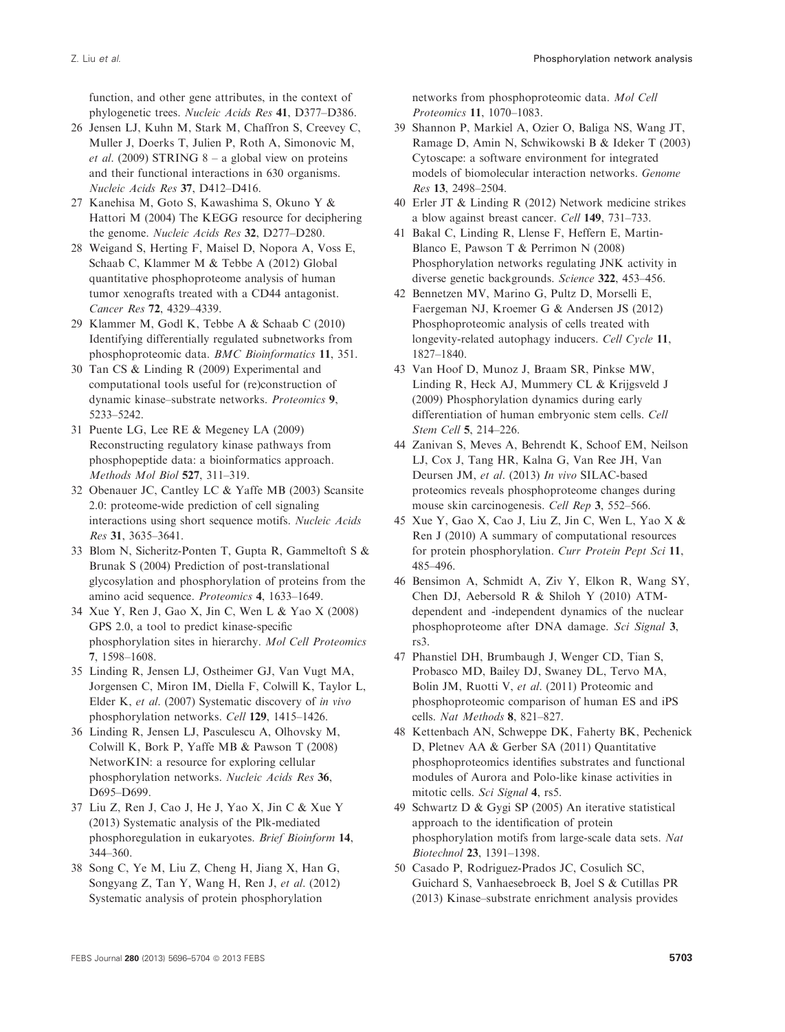function, and other gene attributes, in the context of phylogenetic trees. *Nucleic Acids Res* **41**, D377–D386.

26 Jensen LJ, Kuhn M, Stark M, Chaffron S, Creevey C, Muller J, Doerks T, Julien P, Roth A, Simonovic M, *et al*. (2009) STRING 8 – a global view on proteins and their functional interactions in 630 organisms. *Nucleic Acids Res* **37**, D412–D416.

27 Kanehisa M, Goto S, Kawashima S, Okuno Y & Hattori M (2004) The KEGG resource for deciphering the genome. *Nucleic Acids Res* **32**, D277–D280.

28 Weigand S, Herting F, Maisel D, Nopora A, Voss E, Schaab C, Klammer M & Tebbe A (2012) Global quantitative phosphoproteome analysis of human tumor xenografts treated with a CD44 antagonist. *Cancer Res* **72**, 4329–4339.

29 Klammer M, Godl K, Tebbe A & Schaab C (2010) Identifying differentially regulated subnetworks from phosphoproteomic data. *BMC Bioinformatics* **11**, 351.

30 Tan CS & Linding R (2009) Experimental and computational tools useful for (re)construction of dynamic kinase–substrate networks. *Proteomics* **9**, 5233–5242.

31 Puente LG, Lee RE & Megeney LA (2009) Reconstructing regulatory kinase pathways from phosphopeptide data: a bioinformatics approach. *Methods Mol Biol* **527**, 311–319.

32 Obenauer JC, Cantley LC & Yaffe MB (2003) Scansite 2.0: proteome-wide prediction of cell signaling interactions using short sequence motifs. *Nucleic Acids Res* **31**, 3635–3641.

33 Blom N, Sicheritz-Ponten T, Gupta R, Gammeltoft S & Brunak S (2004) Prediction of post-translational glycosylation and phosphorylation of proteins from the amino acid sequence. *Proteomics* **4**, 1633–1649.

34 Xue Y, Ren J, Gao X, Jin C, Wen L & Yao X (2008) GPS 2.0, a tool to predict kinase-specific phosphorylation sites in hierarchy. *Mol Cell Proteomics* **7**, 1598–1608.

35 Linding R, Jensen LJ, Ostheimer GJ, Van Vugt MA, Jorgensen C, Miron IM, Diella F, Colwill K, Taylor L, Elder K, *et al*. (2007) Systematic discovery of *in vivo* phosphorylation networks. *Cell* **129**, 1415–1426.

36 Linding R, Jensen LJ, Pasculescu A, Olhovsky M, Colwill K, Bork P, Yaffe MB & Pawson T (2008) NetworKIN: a resource for exploring cellular phosphorylation networks. *Nucleic Acids Res* **36**, D695–D699.

37 Liu Z, Ren J, Cao J, He J, Yao X, Jin C & Xue Y (2013) Systematic analysis of the Plk-mediated phosphoregulation in eukaryotes. *Brief Bioinform* **14**, 344–360.

38 Song C, Ye M, Liu Z, Cheng H, Jiang X, Han G, Songyang Z, Tan Y, Wang H, Ren J, *et al*. (2012) Systematic analysis of protein phosphorylation networks from phosphoproteomic data. *Mol Cell Proteomics* **11**, 1070–1083.

39 Shannon P, Markiel A, Ozier O, Baliga NS, Wang JT, Ramage D, Amin N, Schwikowski B & Ideker T (2003) Cytoscape: a software environment for integrated models of biomolecular interaction networks. *Genome Res* **13**, 2498–2504.

40 Erler JT & Linding R (2012) Network medicine strikes a blow against breast cancer. *Cell* **149**, 731–733.

41 Bakal C, Linding R, Llense F, Heffern E, Martin-Blanco E, Pawson T & Perrimon N (2008) Phosphorylation networks regulating JNK activity in diverse genetic backgrounds. *Science* **322**, 453–456.

42 Bennetzen MV, Marino G, Pultz D, Morselli E, Faergeman NJ, Kroemer G & Andersen JS (2012) Phosphoproteomic analysis of cells treated with longevity-related autophagy inducers. *Cell Cycle* **11**, 1827–1840.

43 Van Hoof D, Munoz J, Braam SR, Pinkse MW, Linding R, Heck AJ, Mummery CL & Krijgsveld J (2009) Phosphorylation dynamics during early differentiation of human embryonic stem cells. *Cell Stem Cell* **5**, 214–226.

44 Zanivan S, Meves A, Behrendt K, Schoof EM, Neilson LJ, Cox J, Tang HR, Kalna G, Van Ree JH, Van Deursen JM, *et al*. (2013) *In vivo* SILAC-based proteomics reveals phosphoproteome changes during mouse skin carcinogenesis. *Cell Rep* **3**, 552–566.

45 Xue Y, Gao X, Cao J, Liu Z, Jin C, Wen L, Yao X & Ren J (2010) A summary of computational resources for protein phosphorylation. *Curr Protein Pept Sci* **11**, 485–496.

46 Bensimon A, Schmidt A, Ziv Y, Elkon R, Wang SY, Chen DJ, Aebersold R & Shiloh Y (2010) ATM-dependent and -independent dynamics of the nuclear phosphoproteome after DNA damage. *Sci Signal* **3**, rs3.

47 Phanstiel DH, Brumbaugh J, Wenger CD, Tian S, Probasco MD, Bailey DJ, Swaney DL, Tervo MA, Bolin JM, Ruotti V, *et al*. (2011) Proteomic and phosphoproteomic comparison of human ES and iPS cells. *Nat Methods* **8**, 821–827.

48 Kettenbach AN, Schweppe DK, Faherty BK, Pechenick D, Pletnev AA & Gerber SA (2011) Quantitative phosphoproteomics identifies substrates and functional modules of Aurora and Polo-like kinase activities in mitotic cells. *Sci Signal* **4**, rs5.

49 Schwartz D & Gygi SP (2005) An iterative statistical approach to the identification of protein phosphorylation motifs from large-scale data sets. *Nat Biotechnol* **23**, 1391–1398.

50 Casado P, Rodriguez-Prados JC, Cosulich SC, Guichard S, Vanhaesebroeck B, Joel S & Cutillas PR (2013) Kinase–substrate enrichment analysis provides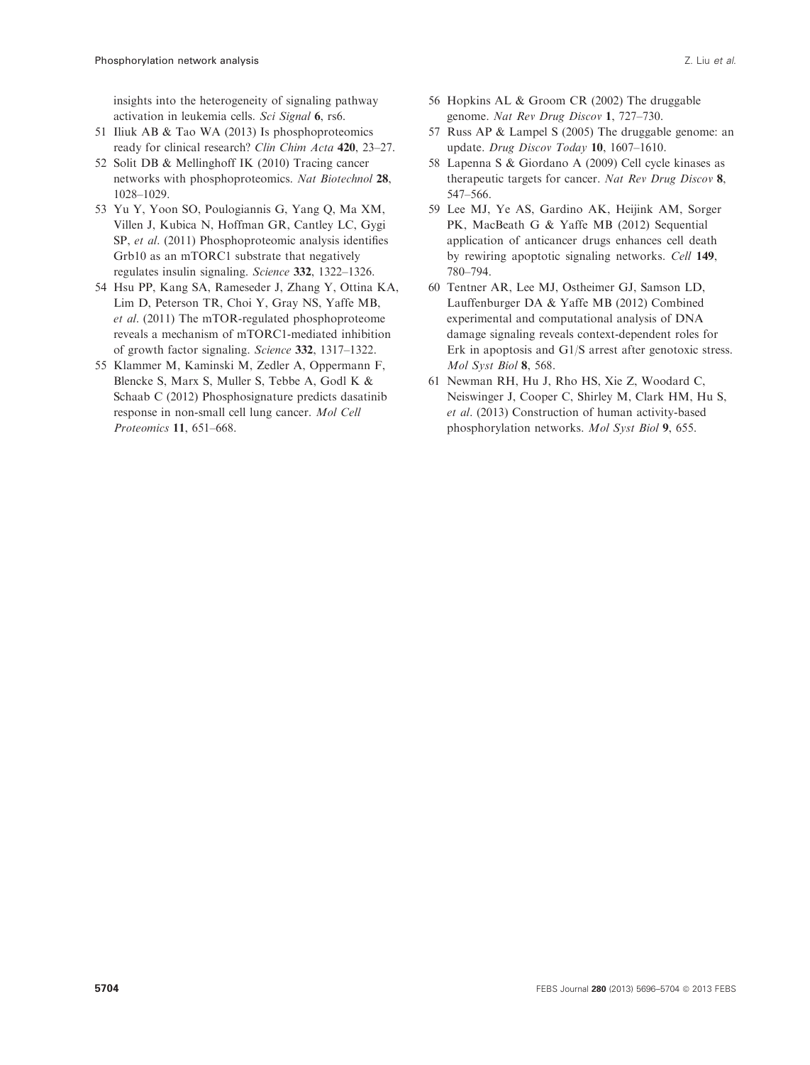insights into the heterogeneity of signaling pathway activation in leukemia cells. *Sci Signal* **6**, rs6.

51 Iliuk AB & Tao WA (2013) Is phosphoproteomics ready for clinical research? *Clin Chim Acta* **420**, 23–27.

52 Solit DB & Mellinghoff IK (2010) Tracing cancer networks with phosphoproteomics. *Nat Biotechnol* **28**, 1028–1029.

53 Yu Y, Yoon SO, Poulogiannis G, Yang Q, Ma XM, Villen J, Kubica N, Hoffman GR, Cantley LC, Gygi SP, *et al.* (2011) Phosphoproteomic analysis identifies Grb10 as an mTORC1 substrate that negatively regulates insulin signaling. *Science* **332**, 1322–1326.

54 Hsu PP, Kang SA, Rameseder J, Zhang Y, Ottina KA, Lim D, Peterson TR, Choi Y, Gray NS, Yaffe MB, *et al.* (2011) The mTOR-regulated phosphoproteome reveals a mechanism of mTORC1-mediated inhibition of growth factor signaling. *Science* **332**, 1317–1322.

55 Klammer M, Kaminski M, Zedler A, Oppermann F, Blencke S, Marx S, Muller S, Tebbe A, Godl K & Schaab C (2012) Phosphosignature predicts dasatinib response in non-small cell lung cancer. *Mol Cell Proteomics* **11**, 651–668.

56 Hopkins AL & Groom CR (2002) The druggable genome. *Nat Rev Drug Discov* **1**, 727–730.

57 Russ AP & Lampel S (2005) The druggable genome: an update. *Drug Discov Today* **10**, 1607–1610.

58 Lapenna S & Giordano A (2009) Cell cycle kinases as therapeutic targets for cancer. *Nat Rev Drug Discov* **8**, 547–566.

59 Lee MJ, Ye AS, Gardino AK, Heijink AM, Sorger PK, MacBeath G & Yaffe MB (2012) Sequential application of anticancer drugs enhances cell death by rewiring apoptotic signaling networks. *Cell* **149**, 780–794.

60 Tentner AR, Lee MJ, Ostheimer GJ, Samson LD, Lauffenburger DA & Yaffe MB (2012) Combined experimental and computational analysis of DNA damage signaling reveals context-dependent roles for Erk in apoptosis and G1/S arrest after genotoxic stress. *Mol Syst Biol* **8**, 568.

61 Newman RH, Hu J, Rho HS, Xie Z, Woodard C, Neiswinger J, Cooper C, Shirley M, Clark HM, Hu S, *et al.* (2013) Construction of human activity-based phosphorylation networks. *Mol Syst Biol* **9**, 655.